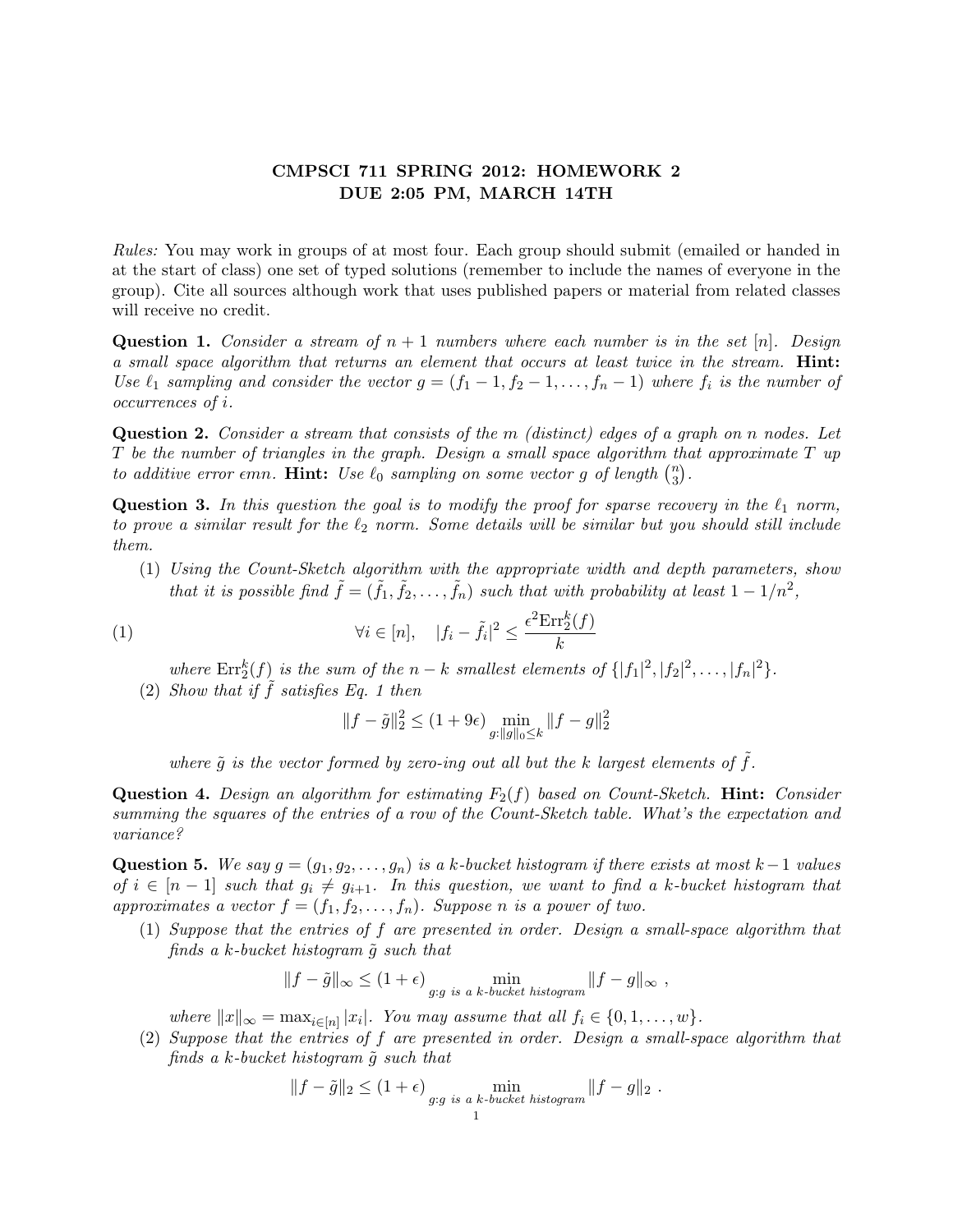# CMPSCI 711 SPRING 2012: HOMEWORK 2
## DUE 2:05 PM, MARCH 14TH

*Rules:* You may work in groups of at most four. Each group should submit (emailed or handed in at the start of class) one set of typed solutions (remember to include the names of everyone in the group). Cite all sources although work that uses published papers or material from related classes will receive no credit.

**Question 1.** *Consider a stream of $n+1$ numbers where each number is in the set $[n]$. Design a small space algorithm that returns an element that occurs at least twice in the stream.* **Hint:** *Use $\ell_1$ sampling and consider the vector $g = (f_1 - 1, f_2 - 1, \ldots, f_n - 1)$ where $f_i$ is the number of occurrences of $i$.*

**Question 2.** *Consider a stream that consists of the $m$ (distinct) edges of a graph on $n$ nodes. Let $T$ be the number of triangles in the graph. Design a small space algorithm that approximate $T$ up to additive error $\epsilon mn$.* **Hint:** *Use $\ell_0$ sampling on some vector $g$ of length $\binom{n}{3}$.*

**Question 3.** *In this question the goal is to modify the proof for sparse recovery in the $\ell_1$ norm, to prove a similar result for the $\ell_2$ norm. Some details will be similar but you should still include them.*

(1) *Using the Count-Sketch algorithm with the appropriate width and depth parameters, show that it is possible find $\tilde{f} = (\tilde{f}_1, \tilde{f}_2, \ldots, \tilde{f}_n)$ such that with probability at least $1 - 1/n^2$,*

$$\forall i \in [n], \quad |f_i - \tilde{f}_i|^2 \leq \frac{\epsilon^2 \mathrm{Err}_2^k(f)}{k} \tag{1}$$

*where $\mathrm{Err}_2^k(f)$ is the sum of the $n-k$ smallest elements of $\{|f_1|^2, |f_2|^2, \ldots, |f_n|^2\}$.*

(2) *Show that if $\tilde{f}$ satisfies Eq. 1 then*

$$\|f - \tilde{g}\|_2^2 \leq (1 + 9\epsilon) \min_{g : \|g\|_0 \leq k} \|f - g\|_2^2$$

*where $\tilde{g}$ is the vector formed by zero-ing out all but the $k$ largest elements of $\tilde{f}$.*

**Question 4.** *Design an algorithm for estimating $F_2(f)$ based on Count-Sketch.* **Hint:** *Consider summing the squares of the entries of a row of the Count-Sketch table. What's the expectation and variance?*

**Question 5.** *We say $g = (g_1, g_2, \ldots, g_n)$ is a $k$-bucket histogram if there exists at most $k-1$ values of $i \in [n-1]$ such that $g_i \neq g_{i+1}$. In this question, we want to find a $k$-bucket histogram that approximates a vector $f = (f_1, f_2, \ldots, f_n)$. Suppose $n$ is a power of two.*

(1) *Suppose that the entries of $f$ are presented in order. Design a small-space algorithm that finds a $k$-bucket histogram $\tilde{g}$ such that*

$$\|f - \tilde{g}\|_\infty \leq (1 + \epsilon) \min_{g : g \text{ is a } k\text{-bucket histogram}} \|f - g\|_\infty \ ,$$

*where $\|x\|_\infty = \max_{i \in [n]} |x_i|$. You may assume that all $f_i \in \{0, 1, \ldots, w\}$.*

(2) *Suppose that the entries of $f$ are presented in order. Design a small-space algorithm that finds a $k$-bucket histogram $\tilde{g}$ such that*

$$\|f - \tilde{g}\|_2 \leq (1 + \epsilon) \min_{g : g \text{ is a } k\text{-bucket histogram}} \|f - g\|_2 \ .$$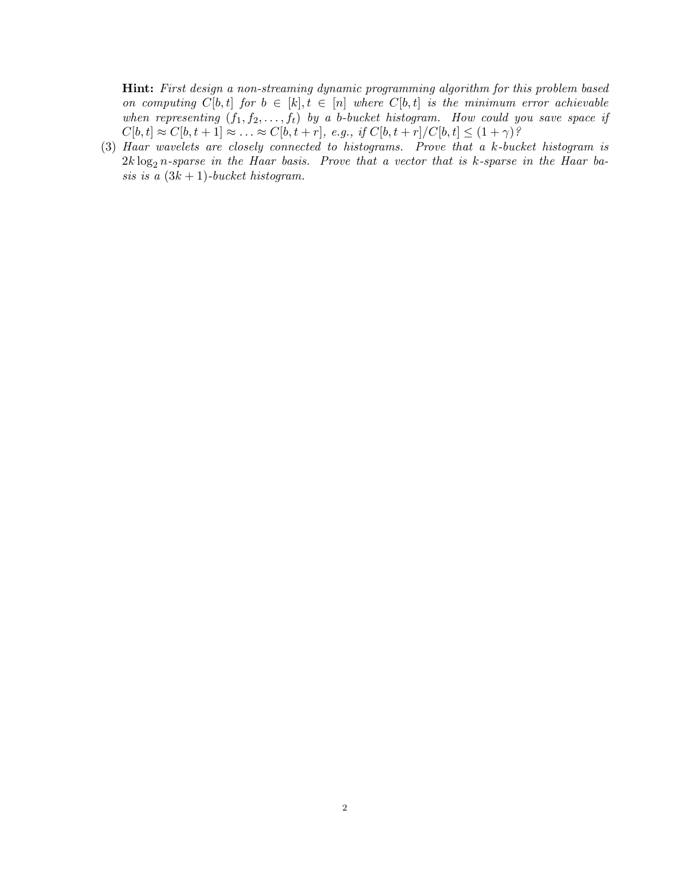**Hint:** *First design a non-streaming dynamic programming algorithm for this problem based on computing $C[b,t]$ for $b \in [k], t \in [n]$ where $C[b,t]$ is the minimum error achievable when representing $(f_1, f_2, \ldots, f_t)$ by a $b$-bucket histogram. How could you save space if $C[b,t] \approx C[b,t+1] \approx \ldots \approx C[b,t+r]$, e.g., if $C[b,t+r]/C[b,t] \le (1+\gamma)$?*

(3) *Haar wavelets are closely connected to histograms. Prove that a $k$-bucket histogram is $2k \log_2 n$-sparse in the Haar basis. Prove that a vector that is $k$-sparse in the Haar basis is a $(3k+1)$-bucket histogram.*